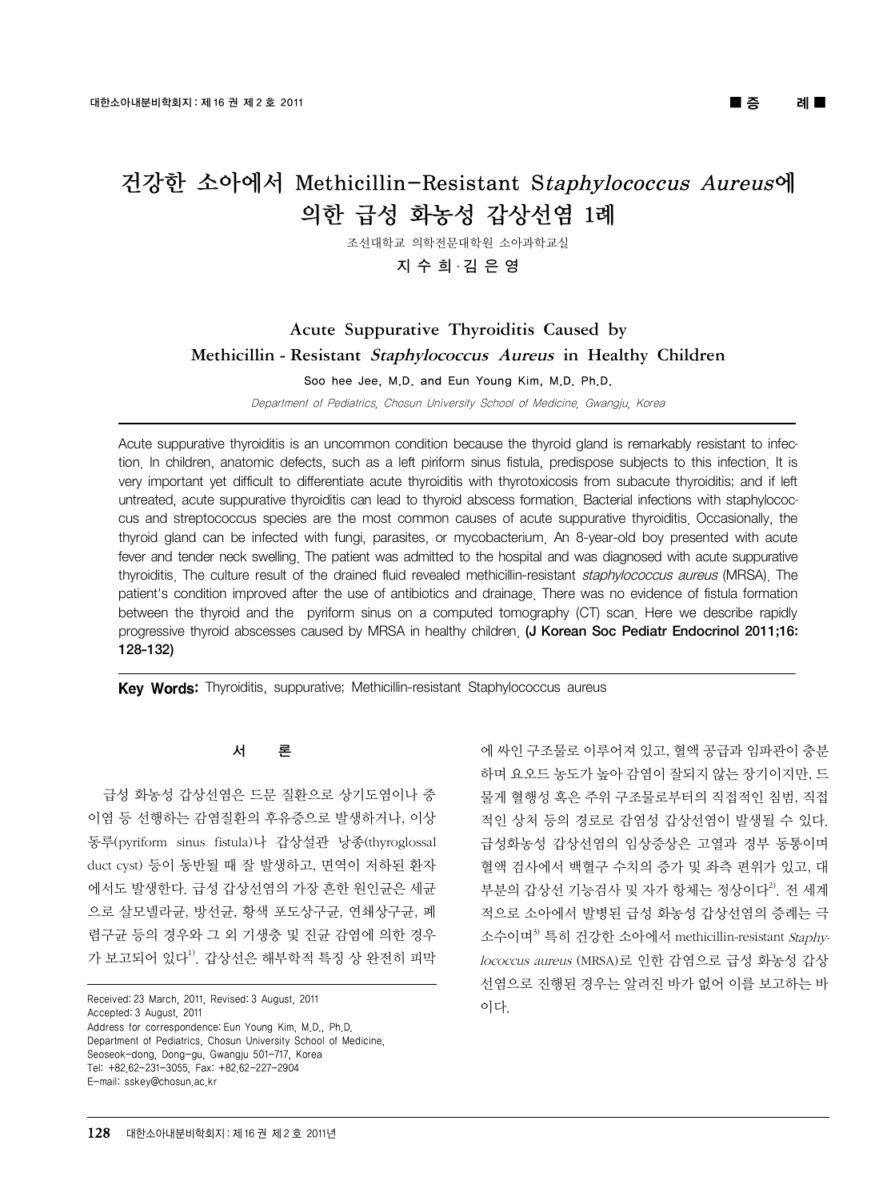# 건강한 소아에서 Methicillin-Resistant S*taphylococcus Aureus*에 의한 급성 화농성 갑상선염 1례

조선대학교 의학전문대학원 소아과학교실

**지 수 희 · 김 은 영**

## Acute Suppurative Thyroiditis Caused by Methicillin - Resistant *Staphylococcus Aureus* in Healthy Children

Soo hee Jee, M.D. and Eun Young Kim, M.D. Ph.D.

*Department of Pediatrics, Chosun University School of Medicine, Gwangju, Korea*

Acute suppurative thyroiditis is an uncommon condition because the thyroid gland is remarkably resistant to infection. In children, anatomic defects, such as a left piriform sinus fistula, predispose subjects to this infection. It is very important yet difficult to differentiate acute thyroiditis with thyrotoxicosis from subacute thyroiditis; and if left untreated, acute suppurative thyroiditis can lead to thyroid abscess formation. Bacterial infections with staphylococcus and streptococcus species are the most common causes of acute suppurative thyroiditis. Occasionally, the thyroid gland can be infected with fungi, parasites, or mycobacterium. An 8-year-old boy presented with acute fever and tender neck swelling. The patient was admitted to the hospital and was diagnosed with acute suppurative thyroiditis. The culture result of the drained fluid revealed methicillin-resistant *staphylococcus aureus* (MRSA). The patient's condition improved after the use of antibiotics and drainage. There was no evidence of fistula formation between the thyroid and the pyriform sinus on a computed tomography (CT) scan. Here we describe rapidly progressive thyroid abscesses caused by MRSA in healthy children. **(J Korean Soc Pediatr Endocrinol 2011;16: 128-132)**

**Key Words:** Thyroiditis, suppurative; Methicillin-resistant Staphylococcus aureus

## 서 론

급성 화농성 갑상선염은 드문 질환으로 상기도염이나 중이염 등 선행하는 감염질환의 후유증으로 발생하거나, 이상동루(pyriform sinus fistula)나 갑상설관 낭종(thyroglossal duct cyst) 등이 동반될 때 잘 발생하고, 면역이 저하된 환자에서도 발생한다. 급성 갑상선염의 가장 흔한 원인균은 세균으로 살모넬라균, 방선균, 황색 포도상구균, 연쇄상구균, 폐렴구균 등의 경우와 그 외 기생충 및 진균 감염에 의한 경우가 보고되어 있다[1]. 갑상선은 해부학적 특징 상 완전히 피막에 싸인 구조물로 이루어져 있고, 혈액 공급과 임파관이 충분하며 요오드 농도가 높아 감염이 잘되지 않는 장기이지만, 드물게 혈행성 혹은 주위 구조물로부터의 직접적인 침범, 직접적인 상처 등의 경로로 감염성 갑상선염이 발생될 수 있다. 급성화농성 갑상선염의 임상증상은 고열과 경부 동통이며 혈액 검사에서 백혈구 수치의 증가 및 좌측 편위가 있고, 대부분의 갑상선 기능검사 및 자가 항체는 정상이다[2]. 전 세계적으로 소아에서 발병된 급성 화농성 갑상선염의 증례는 극소수이며[3] 특히 건강한 소아에서 methicillin-resistant *Staphylococcus aureus* (MRSA)로 인한 감염으로 급성 화농성 갑상선염으로 진행된 경우는 알려진 바가 없어 이를 보고하는 바이다.

Received: 23 March, 2011, Revised: 3 August, 2011
Accepted: 3 August, 2011
Address for correspondence: Eun Young Kim, M.D., Ph.D.
Department of Pediatrics, Chosun University School of Medicine,
Seoseok-dong, Dong-gu, Gwangju 501-717, Korea
Tel: +82.62-231-3055, Fax: +82.62-227-2904
E-mail: sskey@chosun.ac.kr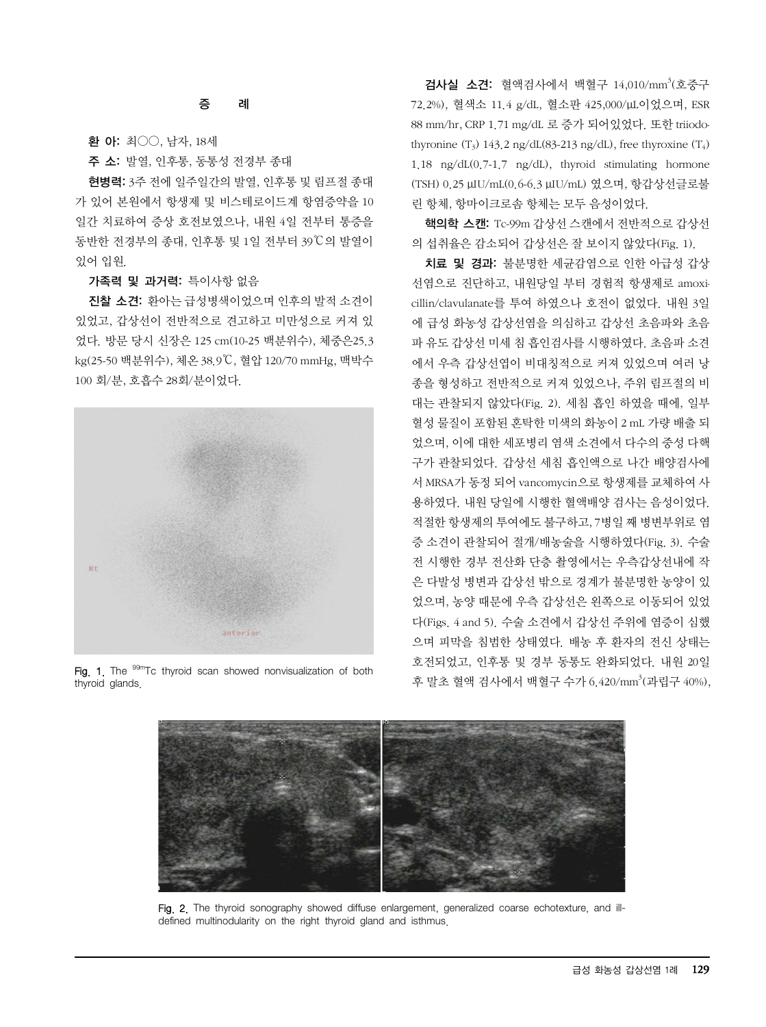## 증 례

**환 아:** 최○○, 남자, 18세

**주 소:** 발열, 인후통, 동통성 전경부 종대

**현병력:** 3주 전에 일주일간의 발열, 인후통 및 림프절 종대가 있어 본원에서 항생제 및 비스테로이드계 항염증약을 10일간 치료하여 증상 호전보였으나, 내원 4일 전부터 통증을 동반한 전경부의 종대, 인후통 및 1일 전부터 39℃의 발열이 있어 입원.

**가족력 및 과거력:** 특이사항 없음

**진찰 소견:** 환아는 급성병색이었으며 인후의 발적 소견이 있었고, 갑상선이 전반적으로 견고하고 미만성으로 커져 있었다. 방문 당시 신장은 125 cm(10-25 백분위수), 체중은25.3 kg(25-50 백분위수), 체온 38.9℃, 혈압 120/70 mmHg, 맥박수 100 회/분, 호흡수 28회/분이었다.

Fig. 1. The $^{99m}$Tc thyroid scan showed nonvisualization of both thyroid glands.

**검사실 소견:** 혈액검사에서 백혈구 14,010/mm$^3$(호중구 72.2%), 혈색소 11.4 g/dL, 혈소판 425,000/μL이었으며, ESR 88 mm/hr, CRP 1.71 mg/dL 로 증가 되어있었다. 또한 triiodothyronine ($T_3$) 143.2 ng/dL(83-213 ng/dL), free thyroxine ($T_4$) 1.18 ng/dL(0.7-1.7 ng/dL), thyroid stimulating hormone (TSH) 0.25 μIU/mL(0.6-6.3 μIU/mL) 였으며, 항갑상선글로불린 항체, 항마이크로솜 항체는 모두 음성이었다.

**핵의학 스캔:** Tc-99m 갑상선 스캔에서 전반적으로 갑상선의 섭취율은 감소되어 갑상선은 잘 보이지 않았다(Fig. 1).

**치료 및 경과:** 불분명한 세균감염으로 인한 아급성 갑상선염으로 진단하고, 내원당일 부터 경험적 항생제로 amoxicillin/clavulanate를 투여 하였으나 호전이 없었다. 내원 3일에 급성 화농성 갑상선염을 의심하고 갑상선 초음파와 초음파 유도 갑상선 미세 침 흡인검사를 시행하였다. 초음파 소견에서 우측 갑상선엽이 비대칭적으로 커져 있었으며 여러 낭종을 형성하고 전반적으로 커져 있었으나, 주위 림프절의 비대는 관찰되지 않았다(Fig. 2). 세침 흡인 하였을 때에, 일부 혈성 물질이 포함된 혼탁한 미색의 화농이 2 mL 가량 배출 되었으며, 이에 대한 세포병리 염색 소견에서 다수의 중성 다핵구가 관찰되었다. 갑상선 세침 흡인액으로 나간 배양검사에서 MRSA가 동정 되어 vancomycin으로 항생제를 교체하여 사용하였다. 내원 당일에 시행한 혈액배양 검사는 음성이었다. 적절한 항생제의 투여에도 불구하고, 7병일 째 병변부위로 염증 소견이 관찰되어 절개/배농술을 시행하였다(Fig. 3). 수술 전 시행한 경부 전산화 단층 촬영에서는 우측갑상선내에 작은 다발성 병변과 갑상선 밖으로 경계가 불분명한 농양이 있었으며, 농양 때문에 우측 갑상선은 왼쪽으로 이동되어 있었다(Figs. 4 and 5). 수술 소견에서 갑상선 주위에 염증이 심했으며 피막을 침범한 상태였다. 배농 후 환자의 전신 상태는 호전되었고, 인후통 및 경부 동통도 완화되었다. 내원 20일 후 말초 혈액 검사에서 백혈구 수가 6,420/mm$^3$(과립구 40%),

Fig. 2. The thyroid sonography showed diffuse enlargement, generalized coarse echotexture, and ill-defined multinodularity on the right thyroid gland and isthmus.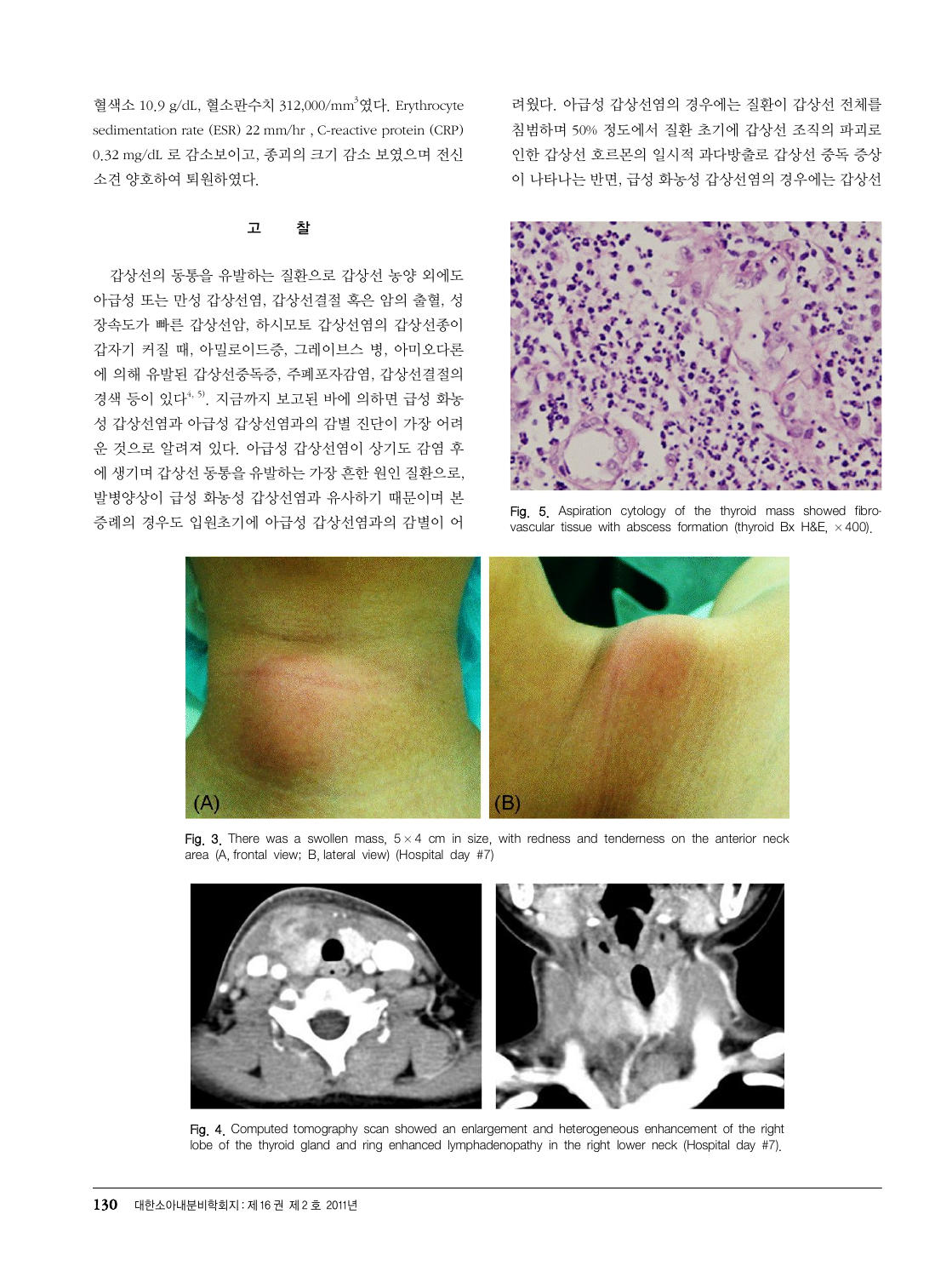혈색소 10.9 g/dL, 혈소판수치 312,000/mm³였다. Erythrocyte sedimentation rate (ESR) 22 mm/hr , C-reactive protein (CRP) 0.32 mg/dL 로 감소보이고, 종괴의 크기 감소 보였으며 전신 소견 양호하여 퇴원하였다.

## 고 찰

갑상선의 동통을 유발하는 질환으로 갑상선 농양 외에도 아급성 또는 만성 갑상선염, 갑상선결절 혹은 암의 출혈, 성장속도가 빠른 갑상선암, 하시모토 갑상선염의 갑상선종이 갑자기 커질 때, 아밀로이드증, 그레이브스 병, 아미오다론에 의해 유발된 갑상선중독증, 주폐포자감염, 갑상선결절의 경색 등이 있다[4, 5]. 지금까지 보고된 바에 의하면 급성 화농성 갑상선염과 아급성 갑상선염과의 감별 진단이 가장 어려운 것으로 알려져 있다. 아급성 갑상선염이 상기도 감염 후에 생기며 갑상선 동통을 유발하는 가장 흔한 원인 질환으로, 발병양상이 급성 화농성 갑상선염과 유사하기 때문이며 본 증례의 경우도 입원초기에 아급성 갑상선염과의 감별이 어려웠다. 아급성 갑상선염의 경우에는 질환이 갑상선 전체를 침범하며 50% 정도에서 질환 초기에 갑상선 조직의 파괴로 인한 갑상선 호르몬의 일시적 과다방출로 갑상선 중독 증상이 나타나는 반면, 급성 화농성 갑상선염의 경우에는 갑상선

Fig. 5. Aspiration cytology of the thyroid mass showed fibrovascular tissue with abscess formation (thyroid Bx H&E, ×400).

Fig. 3. There was a swollen mass, 5×4 cm in size, with redness and tenderness on the anterior neck area (A, frontal view; B, lateral view) (Hospital day #7)

Fig. 4. Computed tomography scan showed an enlargement and heterogeneous enhancement of the right lobe of the thyroid gland and ring enhanced lymphadenopathy in the right lower neck (Hospital day #7).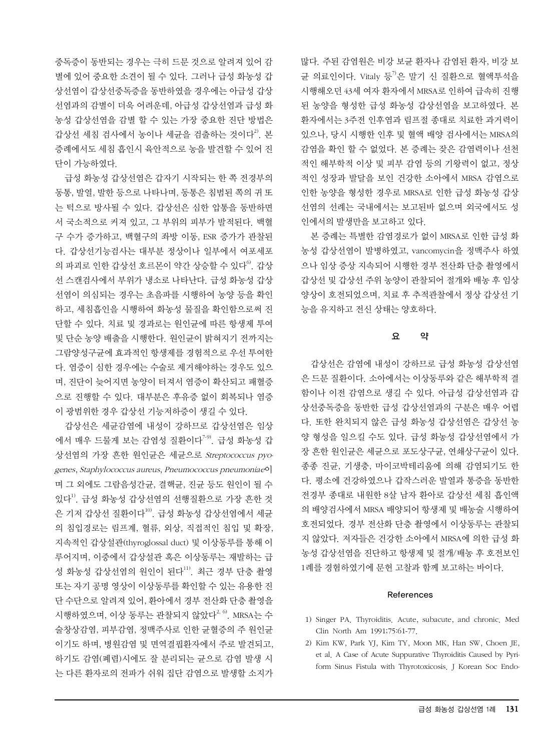중독증이 동반되는 경우는 극히 드문 것으로 알려져 있어 감별에 있어 중요한 소견이 될 수 있다. 그러나 급성 화농성 갑상선염이 갑상선중독증을 동반하였을 경우에는 아급성 갑상선염과의 감별이 더욱 어려운데, 아급성 갑상선염과 급성 화농성 갑상선염을 감별 할 수 있는 가장 중요한 진단 방법은 갑상선 세침 검사에서 농이나 세균을 검출하는 것이다[2]. 본 증례에서도 세침 흡인시 육안적으로 농을 발견할 수 있어 진단이 가능하였다.

급성 화농성 갑상선염은 갑자기 시작되는 한 쪽 전경부의 동통, 발열, 발한 등으로 나타나며, 동통은 침범된 쪽의 귀 또는 턱으로 방사될 수 있다. 갑상선은 심한 압통을 동반하면서 국소적으로 커져 있고, 그 부위의 피부가 발적된다. 백혈구 수가 증가하고, 백혈구의 좌방 이동, ESR 증가가 관찰된다. 갑상선기능검사는 대부분 정상이나 일부에서 여포세포의 파괴로 인한 갑상선 호르몬이 약간 상승할 수 있다[6]. 갑상선 스캔검사에서 부위가 냉소로 나타난다. 급성 화농성 갑상선염이 의심되는 경우는 초음파를 시행하여 농양 등을 확인하고, 세침흡인을 시행하여 화농성 물질을 확인함으로써 진단할 수 있다. 치료 및 경과로는 원인균에 따른 항생제 투여 및 단순 농양 배출을 시행한다. 원인균이 밝혀지기 전까지는 그람양성구균에 효과적인 항생제를 경험적으로 우선 투여한다. 염증이 심한 경우에는 수술로 제거해야하는 경우도 있으며, 진단이 늦어지면 농양이 터져서 염증이 확산되고 패혈증으로 진행할 수 있다. 대부분은 후유증 없이 회복되나 염증이 광범위한 경우 갑상선 기능저하증이 생길 수 있다.

갑상선은 세균감염에 내성이 강하므로 갑상선염은 임상에서 매우 드물게 보는 감염성 질환이다[7-9]. 급성 화농성 갑상선염의 가장 흔한 원인균은 세균으로 *Streptococcus pyogenes*, *Staphylococcus aureus*, *Pneumococcus pneumoniae*이며 그 외에도 그람음성간균, 결핵균, 진균 등도 원인이 될 수 있다[1]. 급성 화농성 갑상선염의 선행질환으로 가장 흔한 것은 기저 갑상선 질환이다[10]. 급성 화농성 갑상선염에서 세균의 침입경로는 림프계, 혈류, 외상, 직접적인 침입 및 확장, 지속적인 갑상설관(thyroglossal duct) 및 이상동루를 통해 이루어지며, 이중에서 갑상설관 혹은 이상동루는 재발하는 급성 화농성 갑상선염의 원인이 된다[11]. 최근 경부 단층 촬영 또는 자기 공명 영상이 이상동루를 확인할 수 있는 유용한 진단 수단으로 알려져 있어, 환아에서 경부 전산화 단층 촬영을 시행하였으며, 이상 동루는 관찰되지 않았다[2,6]. MRSA는 수술창상감염, 피부감염, 정맥주사로 인한 균혈증의 주 원인균이기도 하며, 병원감염 및 면역결핍환자에서 주로 발견되고, 하기도 감염(폐렴)시에도 잘 분리되는 균으로 감염 발생 시는 다른 환자로의 전파가 쉬워 집단 감염으로 발생할 소지가 많다. 주된 감염원은 비강 보균 환자나 감염된 환자, 비강 보균 의료인이다. Vitaly 등[7]은 말기 신 질환으로 혈액투석을 시행해오던 43세 여자 환자에서 MRSA로 인하여 급속히 진행된 농양을 형성한 급성 화농성 갑상선염을 보고하였다. 본 환자에서는 3주전 인후염과 림프절 종대로 치료한 과거력이 있으나, 당시 시행한 인후 및 혈액 배양 검사에서는 MRSA의 감염을 확인 할 수 없었다. 본 증례는 잦은 감염력이나 선천적인 해부학적 이상 및 피부 감염 등의 기왕력이 없고, 정상적인 성장과 발달을 보인 건강한 소아에서 MRSA 감염으로 인한 농양을 형성한 경우로 MRSA로 인한 급성 화농성 갑상선염의 선례는 국내에서는 보고된바 없으며 외국에서도 성인에서의 발생만을 보고하고 있다.

본 증례는 특별한 감염경로가 없이 MRSA로 인한 급성 화농성 갑상선염이 발병하였고, vancomycin을 정맥주사 하였으나 임상 증상 지속되어 시행한 경부 전산화 단층 촬영에서 갑상선 및 갑상선 주위 농양이 관찰되어 절개와 배농 후 임상양상이 호전되었으며, 치료 후 추적관찰에서 정상 갑상선 기능을 유지하고 전신 상태는 양호하다.

## 요 약

갑상선은 감염에 내성이 강하므로 급성 화농성 갑상선염은 드문 질환이다. 소아에서는 이상동루와 같은 해부학적 결함이나 이전 감염으로 생길 수 있다. 아급성 갑상선염과 갑상선중독증을 동반한 급성 갑상선염과의 구분은 매우 어렵다. 또한 완치되지 않은 급성 화농성 갑상선염은 갑상선 농양 형성을 일으킬 수도 있다. 급성 화농성 갑상선염에서 가장 흔한 원인균은 세균으로 포도상구균, 연쇄상구균이 있다. 종종 진균, 기생충, 마이코박테리움에 의해 감염되기도 한다. 평소에 건강하였으나 갑작스러운 발열과 통증을 동반한 전경부 종대로 내원한 8살 남자 환아로 갑상선 세침 흡인액의 배양검사에서 MRSA 배양되어 항생제 및 배농술 시행하여 호전되었다. 경부 전산화 단층 촬영에서 이상동루는 관찰되지 않았다. 저자들은 건강한 소아에서 MRSA에 의한 급성 화농성 갑상선염을 진단하고 항생제 및 절개/배농 후 호전보인 1례를 경험하였기에 문헌 고찰과 함께 보고하는 바이다.

## References

1) Singer PA. Thyroiditis. Acute, subacute, and chronic. Med Clin North Am 1991;75:61-77.
2) Kim KW, Park YJ, Kim TY, Moon MK, Han SW, Choen JE, et al. A Case of Acute Suppurative Thyroiditis Caused by Pyriform Sinus Fistula with Thyrotoxicosis. J Korean Soc Endo-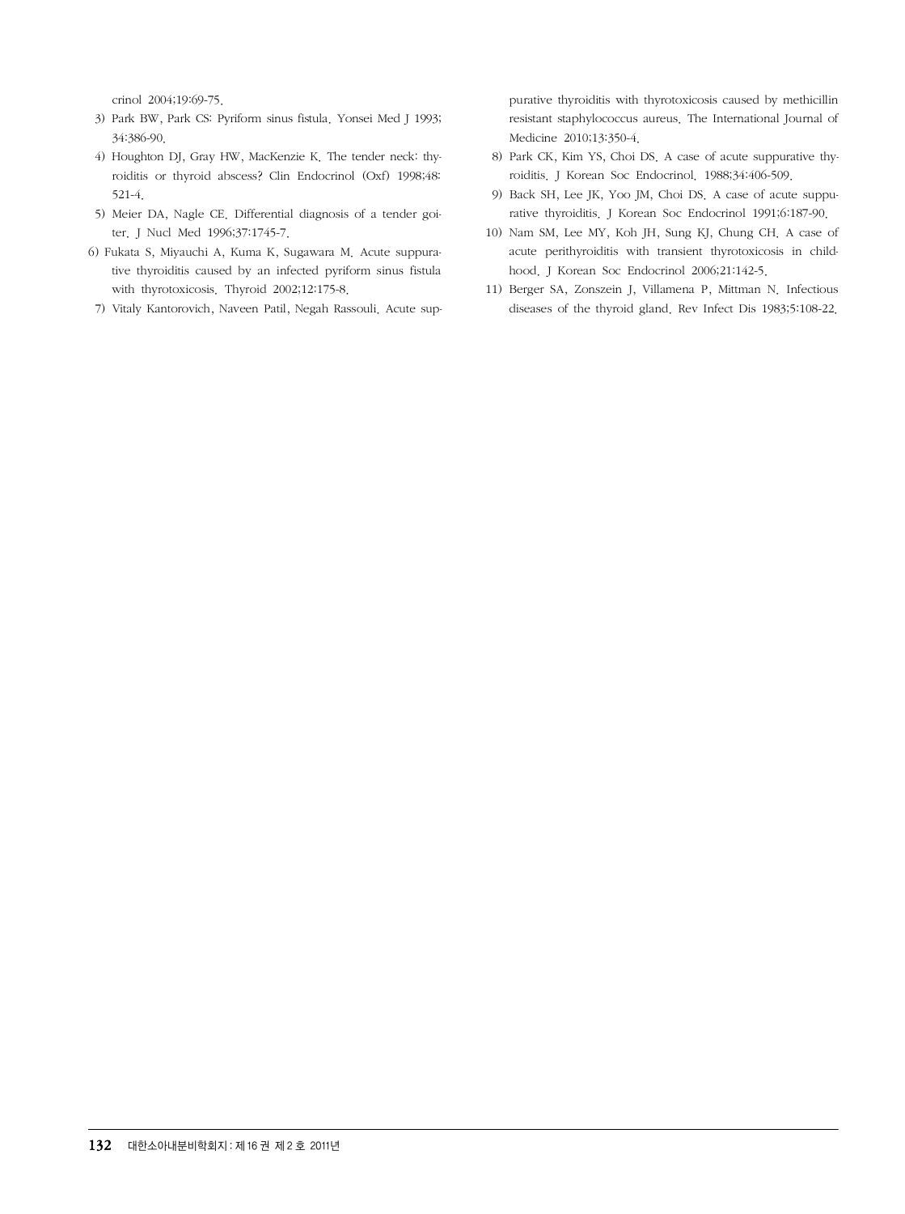crinol 2004;19:69-75.

3) Park BW, Park CS: Pyriform sinus fistula. Yonsei Med J 1993; 34:386-90.
4) Houghton DJ, Gray HW, MacKenzie K. The tender neck: thyroiditis or thyroid abscess? Clin Endocrinol (Oxf) 1998;48: 521-4.
5) Meier DA, Nagle CE. Differential diagnosis of a tender goiter. J Nucl Med 1996;37:1745-7.
6) Fukata S, Miyauchi A, Kuma K, Sugawara M. Acute suppurative thyroiditis caused by an infected pyriform sinus fistula with thyrotoxicosis. Thyroid 2002;12:175-8.
7) Vitaly Kantorovich, Naveen Patil, Negah Rassouli. Acute suppurative thyroiditis with thyrotoxicosis caused by methicillin resistant staphylococcus aureus. The International Journal of Medicine 2010;13:350-4.
8) Park CK, Kim YS, Choi DS. A case of acute suppurative thyroiditis. J Korean Soc Endocrinol. 1988;34:406-509.
9) Back SH, Lee JK, Yoo JM, Choi DS. A case of acute suppurative thyroiditis. J Korean Soc Endocrinol 1991;6:187-90.
10) Nam SM, Lee MY, Koh JH, Sung KJ, Chung CH. A case of acute perithyroiditis with transient thyrotoxicosis in childhood. J Korean Soc Endocrinol 2006;21:142-5.
11) Berger SA, Zonszein J, Villamena P, Mittman N. Infectious diseases of the thyroid gland. Rev Infect Dis 1983;5:108-22.